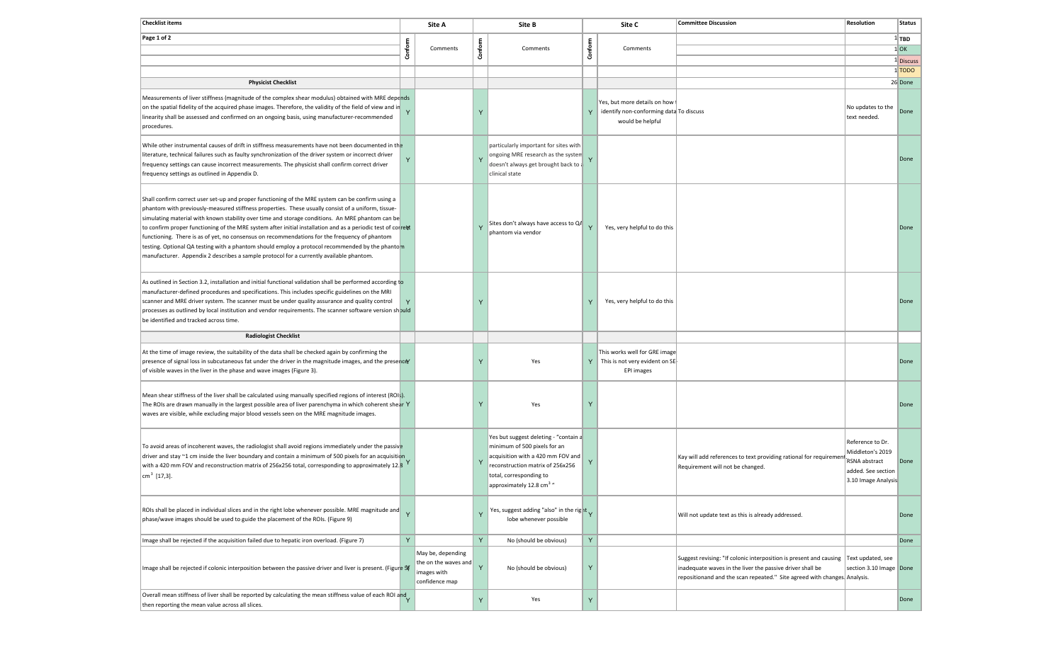| Checklist items | Site A | | Site B | | Site C | | Committee Discussion | Resolution | Status |
|---|---|---|---|---|---|---|---|---|---|
| Page 1 of 2 | | | | | | | | 1 | TBD |
| | Conform | Comments | Conform | Comments | Conform | Comments | | 1 | OK |
| | | | | | | | | 1 | Discuss |
| | | | | | | | | 1 | TODO |
| **Physicist Checklist** | | | | | | | | 26 | Done |
| Measurements of liver stiffness (magnitude of the complex shear modulus) obtained with MRE depends on the spatial fidelity of the acquired phase images. Therefore, the validity of the field of view and in linearity shall be assessed and confirmed on an ongoing basis, using manufacturer-recommended procedures. | Y | | Y | | Y | Yes, but more details on how t identify non-conforming data would be helpful | To discuss | No updates to the text needed. | Done |
| While other instrumental causes of drift in stiffness measurements have not been documented in the literature, technical failures such as faulty synchronization of the driver system or incorrect driver frequency settings can cause incorrect measurements. The physicist shall confirm correct driver frequency settings as outlined in Appendix D. | Y | | Y | particularly important for sites with ongoing MRE research as the system doesn't always get brought back to a clinical state | Y | | | | Done |
| Shall confirm correct user set-up and proper functioning of the MRE system can be confirm using a phantom with previously-measured stiffness properties. These usually consist of a uniform, tissue-simulating material with known stability over time and storage conditions. An MRE phantom can be to confirm proper functioning of the MRE system after initial installation and as a periodic test of correct functioning. There is as of yet, no consensus on recommendations for the frequency of phantom testing. Optional QA testing with a phantom should employ a protocol recommended by the phantom manufacturer. Appendix 2 describes a sample protocol for a currently available phantom. | Y | | Y | Sites don't always have access to QA phantom via vendor | Y | Yes, very helpful to do this | | | Done |
| As outlined in Section 3.2, installation and initial functional validation shall be performed according to manufacturer-defined procedures and specifications. This includes specific guidelines on the MRI scanner and MRE driver system. The scanner must be under quality assurance and quality control processes as outlined by local institution and vendor requirements. The scanner software version should be identified and tracked across time. | Y | | Y | | Y | Yes, very helpful to do this | | | Done |
| **Radiologist Checklist** | | | | | | | | | |
| At the time of image review, the suitability of the data shall be checked again by confirming the presence of signal loss in subcutaneous fat under the driver in the magnitude images, and the presence of visible waves in the liver in the phase and wave images (Figure 3). | Y | | Y | Yes | Y | This works well for GRE image This is not very evident on SE-EPI images | | | Done |
| Mean shear stiffness of the liver shall be calculated using manually specified regions of interest (ROIs). The ROIs are drawn manually in the largest possible area of liver parenchyma in which coherent shear waves are visible, while excluding major blood vessels seen on the MRE magnitude images. | Y | | Y | Yes | Y | | | | Done |
| To avoid areas of incoherent waves, the radiologist shall avoid regions immediately under the passive driver and stay ~1 cm inside the liver boundary and contain a minimum of 500 pixels for an acquisition with a 420 mm FOV and reconstruction matrix of 256x256 total, corresponding to approximately 12.8 $cm^3$ [17,3]. | Y | | Y | Yes but suggest deleting - "contain a minimum of 500 pixels for an acquisition with a 420 mm FOV and reconstruction matrix of 256x256 total, corresponding to approximately 12.8 $cm^3$ " | Y | | Kay will add references to text providing rational for requirement. Requirement will not be changed. | Reference to Dr. Middleton's 2019 RSNA abstract added. See section 3.10 Image Analysis | Done |
| ROIs shall be placed in individual slices and in the right lobe whenever possible. MRE magnitude and phase/wave images should be used to guide the placement of the ROIs. (Figure 9) | Y | | Y | Yes, suggest adding "also" in the right lobe whenever possible | Y | | Will not update text as this is already addressed. | | Done |
| Image shall be rejected if the acquisition failed due to hepatic iron overload. (Figure 7) | Y | | Y | No (should be obvious) | Y | | | | Done |
| Image shall be rejected if colonic interposition between the passive driver and liver is present. (Figure 5) | Y | May be, depending the on the waves and images with confidence map | Y | No (should be obvious) | Y | | Suggest revising: "If colonic interposition is present and causing inadequate waves in the liver the passive driver shall be repositionand and the scan repeated." Site agreed with changes. | Text updated, see section 3.10 Image Analysis. | Done |
| Overall mean stiffness of liver shall be reported by calculating the mean stiffness value of each ROI and then reporting the mean value across all slices. | Y | | Y | Yes | Y | | | | Done |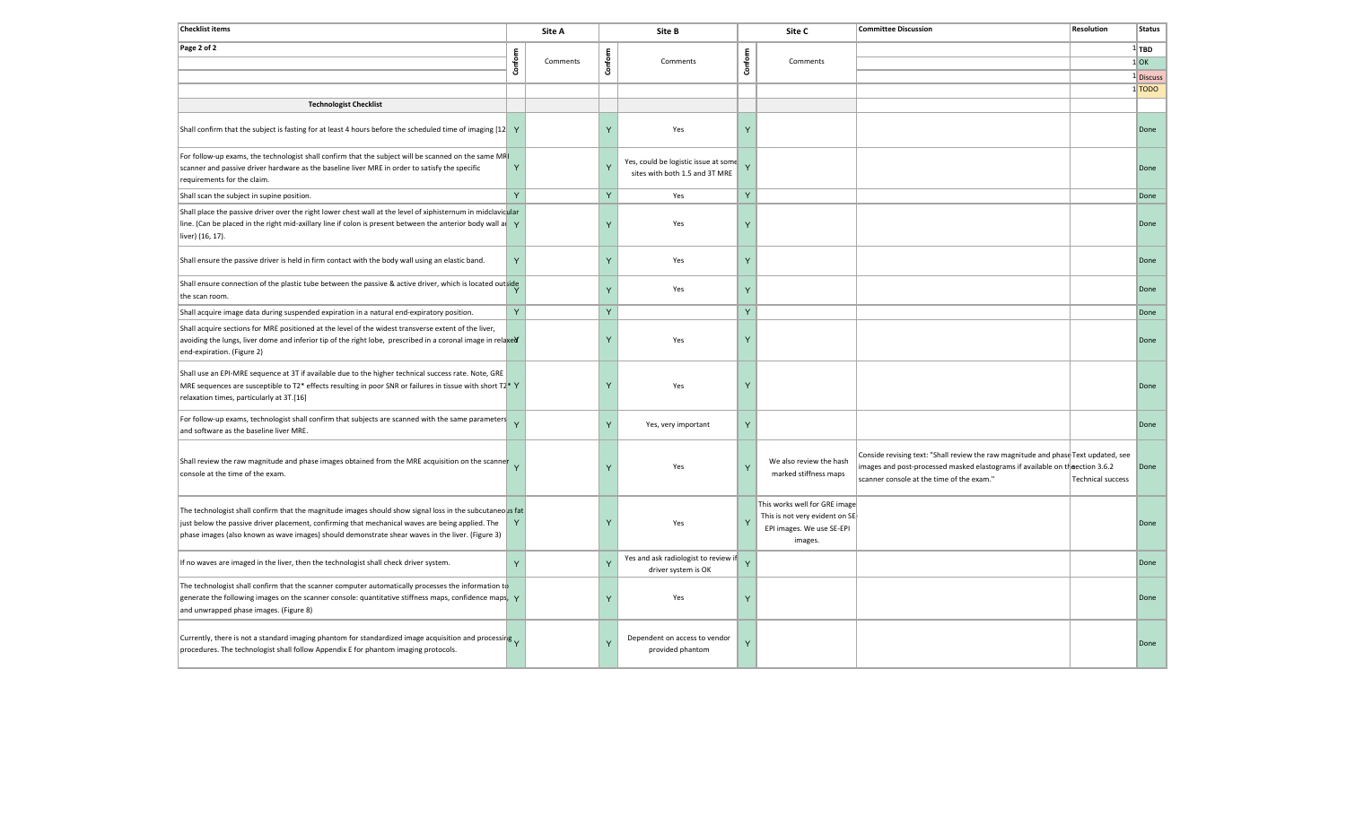| Checklist items | Site A | | Site B | | Site C | | Committee Discussion | Resolution | Status |
|---|---|---|---|---|---|---|---|---|---|
| Page 2 of 2 | Conform | Comments | Conform | Comments | Conform | Comments | | 1 | TBD |
| | | | | | | | | 1 | OK |
| | | | | | | | | 1 | Discuss |
| | | | | | | | | 1 | TODO |
| **Technologist Checklist** | | | | | | | | | |
| Shall confirm that the subject is fasting for at least 4 hours before the scheduled time of imaging [12 | Y | | Y | Yes | Y | | | | Done |
| For follow-up exams, the technologist shall confirm that the subject will be scanned on the same MRI scanner and passive driver hardware as the baseline liver MRE in order to satisfy the specific requirements for the claim. | Y | | Y | Yes, could be logistic issue at some sites with both 1.5 and 3T MRE | Y | | | | Done |
| Shall scan the subject in supine position. | Y | | Y | Yes | Y | | | | Done |
| Shall place the passive driver over the right lower chest wall at the level of xiphisternum in midclavicular line. (Can be placed in the right mid-axillary line if colon is present between the anterior body wall ar liver) (16, 17). | Y | | Y | Yes | Y | | | | Done |
| Shall ensure the passive driver is held in firm contact with the body wall using an elastic band. | Y | | Y | Yes | Y | | | | Done |
| Shall ensure connection of the plastic tube between the passive & active driver, which is located outside the scan room. | Y | | Y | Yes | Y | | | | Done |
| Shall acquire image data during suspended expiration in a natural end-expiratory position. | Y | | Y | | Y | | | | Done |
| Shall acquire sections for MRE positioned at the level of the widest transverse extent of the liver, avoiding the lungs, liver dome and inferior tip of the right lobe, prescribed in a coronal image in relaxed end-expiration. (Figure 2) | Y | | Y | Yes | Y | | | | Done |
| Shall use an EPI-MRE sequence at 3T if available due to the higher technical success rate. Note, GRE MRE sequences are susceptible to T2* effects resulting in poor SNR or failures in tissue with short T2* relaxation times, particularly at 3T.[16] | Y | | Y | Yes | Y | | | | Done |
| For follow-up exams, technologist shall confirm that subjects are scanned with the same parameters and software as the baseline liver MRE. | Y | | Y | Yes, very important | Y | | | | Done |
| Shall review the raw magnitude and phase images obtained from the MRE acquisition on the scanner console at the time of the exam. | Y | | Y | Yes | Y | We also review the hash marked stiffness maps | Conside revising text: "Shall review the raw magnitude and phase images and post-processed masked elastograms if available on the scanner console at the time of the exam." | Text updated, see section 3.6.2 Technical success | Done |
| The technologist shall confirm that the magnitude images should show signal loss in the subcutaneous fat just below the passive driver placement, confirming that mechanical waves are being applied. The phase images (also known as wave images) should demonstrate shear waves in the liver. (Figure 3) | Y | | Y | Yes | Y | This works well for GRE image This is not very evident on SE-EPI images. We use SE-EPI images. | | | Done |
| If no waves are imaged in the liver, then the technologist shall check driver system. | Y | | Y | Yes and ask radiologist to review if driver system is OK | Y | | | | Done |
| The technologist shall confirm that the scanner computer automatically processes the information to generate the following images on the scanner console: quantitative stiffness maps, confidence maps, and unwrapped phase images. (Figure 8) | Y | | Y | Yes | Y | | | | Done |
| Currently, there is not a standard imaging phantom for standardized image acquisition and processing procedures. The technologist shall follow Appendix E for phantom imaging protocols. | Y | | Y | Dependent on access to vendor provided phantom | Y | | | | Done |